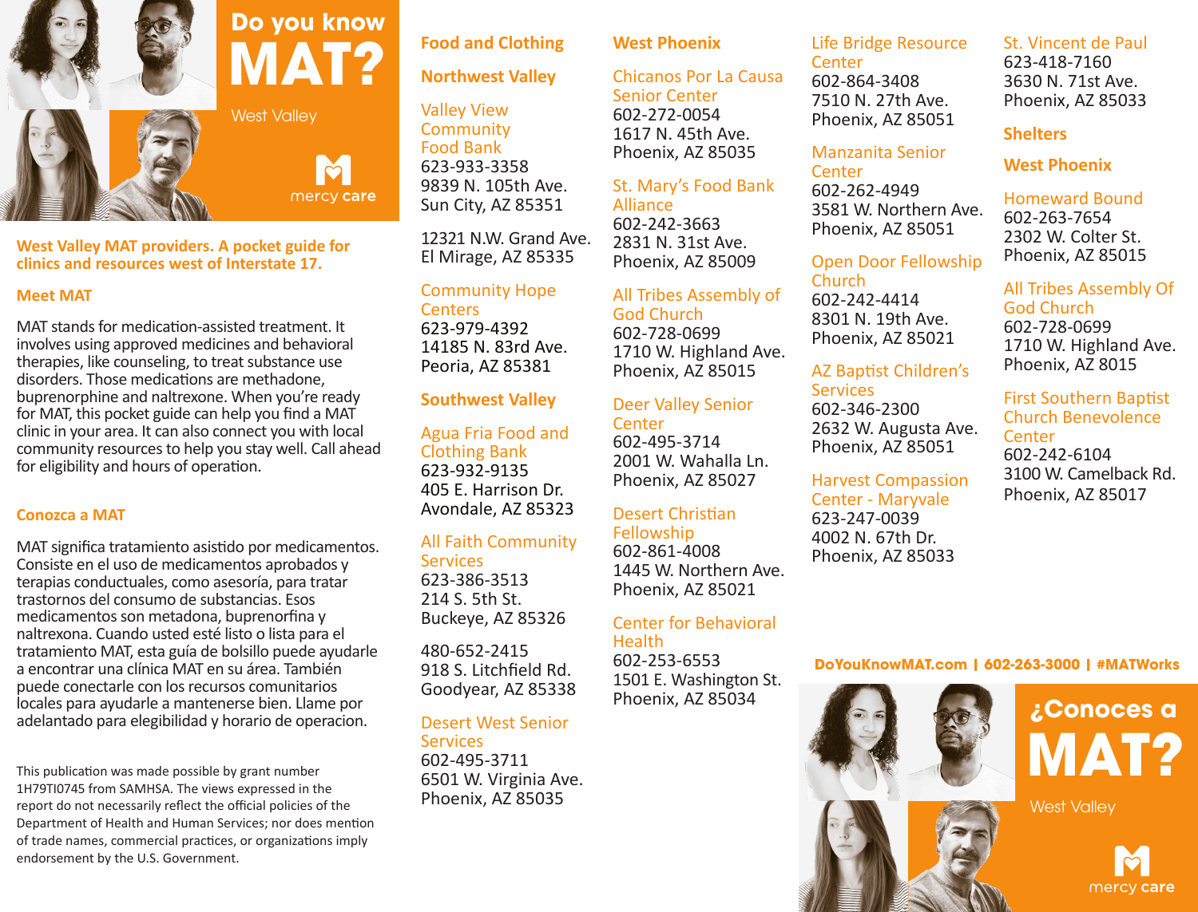# Do you know MAT?

West Valley

mercy care

**West Valley MAT providers. A pocket guide for clinics and resources west of Interstate 17.**

## Meet MAT

MAT stands for medication-assisted treatment. It involves using approved medicines and behavioral therapies, like counseling, to treat substance use disorders. Those medications are methadone, buprenorphine and naltrexone. When you're ready for MAT, this pocket guide can help you find a MAT clinic in your area. It can also connect you with local community resources to help you stay well. Call ahead for eligibility and hours of operation.

## Conozca a MAT

MAT significa tratamiento asistido por medicamentos. Consiste en el uso de medicamentos aprobados y terapias conductuales, como asesoría, para tratar trastornos del consumo de substancias. Esos medicamentos son metadona, buprenorfina y naltrexona. Cuando usted esté listo o lista para el tratamiento MAT, esta guía de bolsillo puede ayudarle a encontrar una clínica MAT en su área. También puede conectarle con los recursos comunitarios locales para ayudarle a mantenerse bien. Llame por adelantado para elegibilidad y horario de operacion.

This publication was made possible by grant number 1H79TI0745 from SAMHSA. The views expressed in the report do not necessarily reflect the official policies of the Department of Health and Human Services; nor does mention of trade names, commercial practices, or organizations imply endorsement by the U.S. Government.

## Food and Clothing

### Northwest Valley

Valley View Community Food Bank
623-933-3358
9839 N. 105th Ave.
Sun City, AZ 85351

12321 N.W. Grand Ave.
El Mirage, AZ 85335

Community Hope Centers
623-979-4392
14185 N. 83rd Ave.
Peoria, AZ 85381

### Southwest Valley

Agua Fria Food and Clothing Bank
623-932-9135
405 E. Harrison Dr.
Avondale, AZ 85323

All Faith Community Services
623-386-3513
214 S. 5th St.
Buckeye, AZ 85326

480-652-2415
918 S. Litchfield Rd.
Goodyear, AZ 85338

Desert West Senior Services
602-495-3711
6501 W. Virginia Ave.
Phoenix, AZ 85035

### West Phoenix

Chicanos Por La Causa Senior Center
602-272-0054
1617 N. 45th Ave.
Phoenix, AZ 85035

St. Mary's Food Bank Alliance
602-242-3663
2831 N. 31st Ave.
Phoenix, AZ 85009

All Tribes Assembly of God Church
602-728-0699
1710 W. Highland Ave.
Phoenix, AZ 85015

Deer Valley Senior Center
602-495-3714
2001 W. Wahalla Ln.
Phoenix, AZ 85027

Desert Christian Fellowship
602-861-4008
1445 W. Northern Ave.
Phoenix, AZ 85021

Center for Behavioral Health
602-253-6553
1501 E. Washington St.
Phoenix, AZ 85034

Life Bridge Resource Center
602-864-3408
7510 N. 27th Ave.
Phoenix, AZ 85051

Manzanita Senior Center
602-262-4949
3581 W. Northern Ave.
Phoenix, AZ 85051

Open Door Fellowship Church
602-242-4414
8301 N. 19th Ave.
Phoenix, AZ 85021

AZ Baptist Children's Services
602-346-2300
2632 W. Augusta Ave.
Phoenix, AZ 85051

Harvest Compassion Center - Maryvale
623-247-0039
4002 N. 67th Dr.
Phoenix, AZ 85033

St. Vincent de Paul
623-418-7160
3630 N. 71st Ave.
Phoenix, AZ 85033

## Shelters

### West Phoenix

Homeward Bound
602-263-7654
2302 W. Colter St.
Phoenix, AZ 85015

All Tribes Assembly Of God Church
602-728-0699
1710 W. Highland Ave.
Phoenix, AZ 8015

First Southern Baptist Church Benevolence Center
602-242-6104
3100 W. Camelback Rd.
Phoenix, AZ 85017

**DoYouKnowMAT.com | 602-263-3000 | #MATWorks**

# ¿Conoces a MAT?

West Valley

mercy care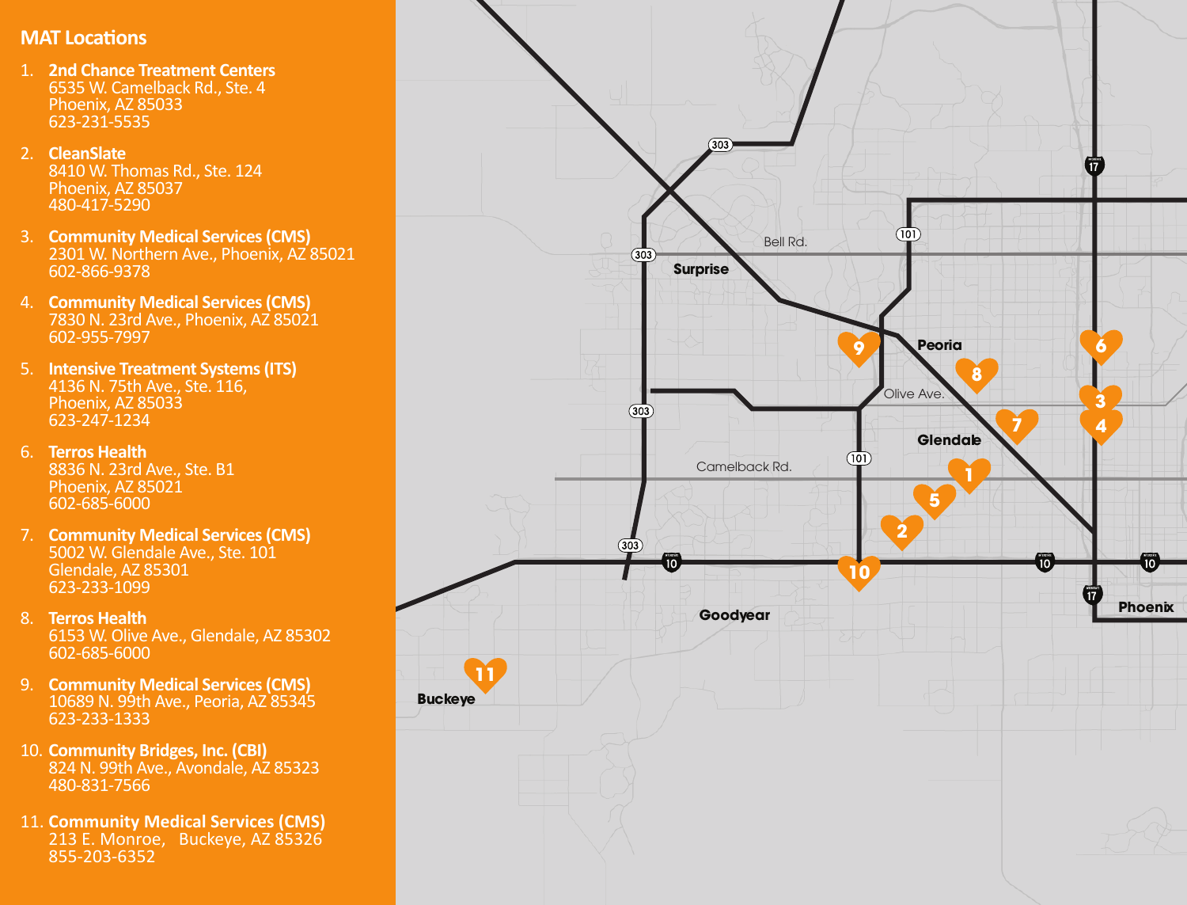## MAT Locations

1. **2nd Chance Treatment Centers**
   6535 W. Camelback Rd., Ste. 4
   Phoenix, AZ 85033
   623-231-5535

2. **CleanSlate**
   8410 W. Thomas Rd., Ste. 124
   Phoenix, AZ 85037
   480-417-5290

3. **Community Medical Services (CMS)**
   2301 W. Northern Ave., Phoenix, AZ 85021
   602-866-9378

4. **Community Medical Services (CMS)**
   7830 N. 23rd Ave., Phoenix, AZ 85021
   602-955-7997

5. **Intensive Treatment Systems (ITS)**
   4136 N. 75th Ave., Ste. 116,
   Phoenix, AZ 85033
   623-247-1234

6. **Terros Health**
   8836 N. 23rd Ave., Ste. B1
   Phoenix, AZ 85021
   602-685-6000

7. **Community Medical Services (CMS)**
   5002 W. Glendale Ave., Ste. 101
   Glendale, AZ 85301
   623-233-1099

8. **Terros Health**
   6153 W. Olive Ave., Glendale, AZ 85302
   602-685-6000

9. **Community Medical Services (CMS)**
   10689 N. 99th Ave., Peoria, AZ 85345
   623-233-1333

10. **Community Bridges, Inc. (CBI)**
    824 N. 99th Ave., Avondale, AZ 85323
    480-831-7566

11. **Community Medical Services (CMS)**
    213 E. Monroe, Buckeye, AZ 85326
    855-203-6352

303
17
101
Bell Rd.
Surprise
Peoria
Olive Ave.
Glendale
Camelback Rd.
10
Goodyear
Phoenix
Buckeye